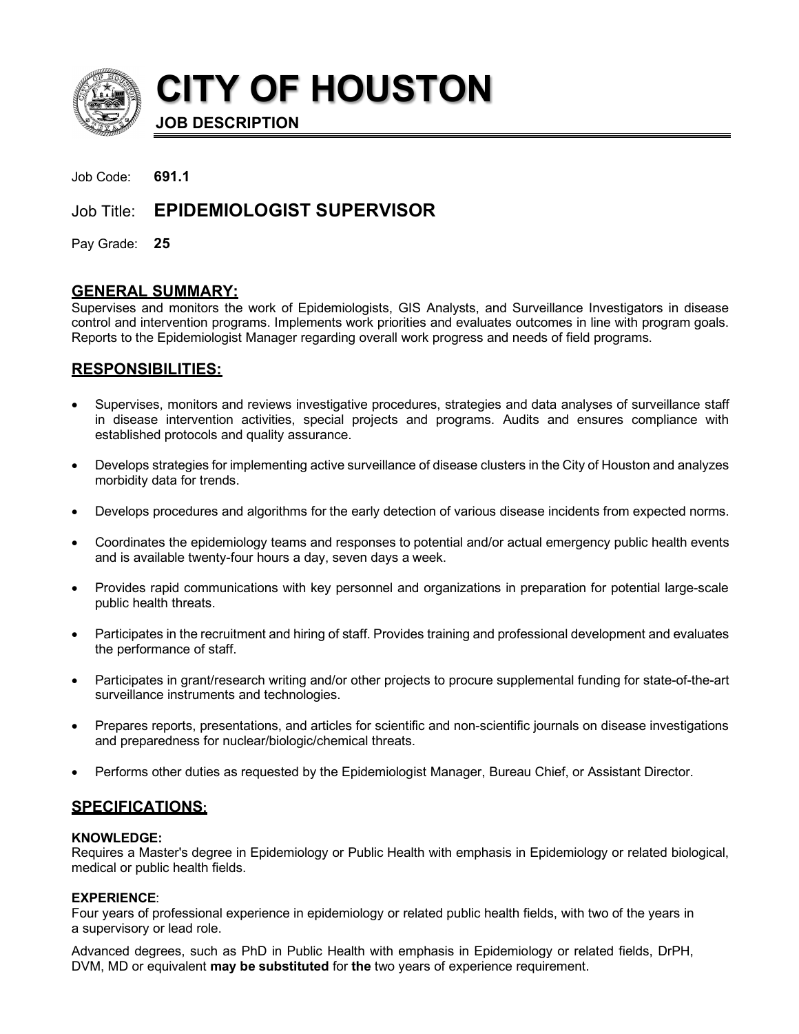# CITY OF HOUSTON

**JOB DESCRIPTION**

Job Code: **691.1**

## Job Title: EPIDEMIOLOGIST SUPERVISOR

Pay Grade: **25**

## GENERAL SUMMARY:

Supervises and monitors the work of Epidemiologists, GIS Analysts, and Surveillance Investigators in disease control and intervention programs. Implements work priorities and evaluates outcomes in line with program goals. Reports to the Epidemiologist Manager regarding overall work progress and needs of field programs.

## RESPONSIBILITIES:

- Supervises, monitors and reviews investigative procedures, strategies and data analyses of surveillance staff in disease intervention activities, special projects and programs. Audits and ensures compliance with established protocols and quality assurance.
- Develops strategies for implementing active surveillance of disease clusters in the City of Houston and analyzes morbidity data for trends.
- Develops procedures and algorithms for the early detection of various disease incidents from expected norms.
- Coordinates the epidemiology teams and responses to potential and/or actual emergency public health events and is available twenty-four hours a day, seven days a week.
- Provides rapid communications with key personnel and organizations in preparation for potential large-scale public health threats.
- Participates in the recruitment and hiring of staff. Provides training and professional development and evaluates the performance of staff.
- Participates in grant/research writing and/or other projects to procure supplemental funding for state-of-the-art surveillance instruments and technologies.
- Prepares reports, presentations, and articles for scientific and non-scientific journals on disease investigations and preparedness for nuclear/biologic/chemical threats.
- Performs other duties as requested by the Epidemiologist Manager, Bureau Chief, or Assistant Director.

## SPECIFICATIONS:

**KNOWLEDGE:**
Requires a Master's degree in Epidemiology or Public Health with emphasis in Epidemiology or related biological, medical or public health fields.

**EXPERIENCE**:
Four years of professional experience in epidemiology or related public health fields, with two of the years in a supervisory or lead role.

Advanced degrees, such as PhD in Public Health with emphasis in Epidemiology or related fields, DrPH, DVM, MD or equivalent **may be substituted** for **the** two years of experience requirement.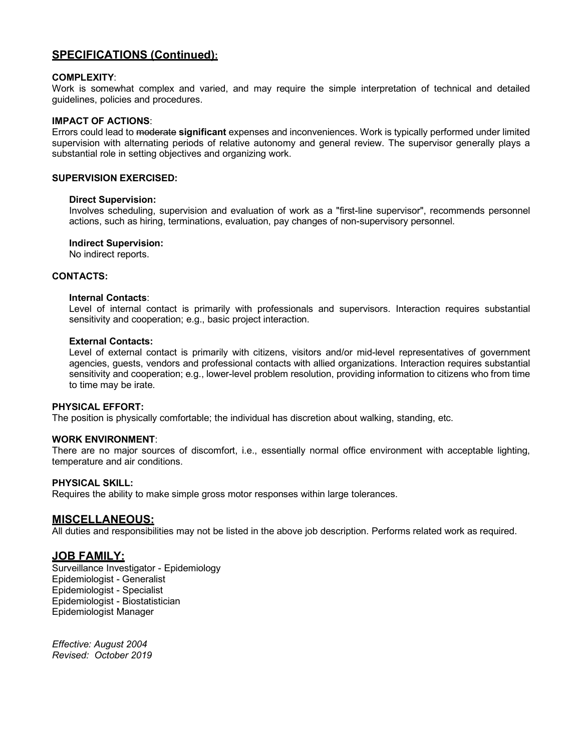## SPECIFICATIONS (Continued):

**COMPLEXITY**:
Work is somewhat complex and varied, and may require the simple interpretation of technical and detailed guidelines, policies and procedures.

**IMPACT OF ACTIONS**:
Errors could lead to ~~moderate~~ **significant** expenses and inconveniences. Work is typically performed under limited supervision with alternating periods of relative autonomy and general review. The supervisor generally plays a substantial role in setting objectives and organizing work.

**SUPERVISION EXERCISED:**

**Direct Supervision:**
Involves scheduling, supervision and evaluation of work as a "first-line supervisor", recommends personnel actions, such as hiring, terminations, evaluation, pay changes of non-supervisory personnel.

**Indirect Supervision:**
No indirect reports.

**CONTACTS:**

**Internal Contacts**:
Level of internal contact is primarily with professionals and supervisors. Interaction requires substantial sensitivity and cooperation; e.g., basic project interaction.

**External Contacts:**
Level of external contact is primarily with citizens, visitors and/or mid-level representatives of government agencies, guests, vendors and professional contacts with allied organizations. Interaction requires substantial sensitivity and cooperation; e.g., lower-level problem resolution, providing information to citizens who from time to time may be irate.

**PHYSICAL EFFORT:**
The position is physically comfortable; the individual has discretion about walking, standing, etc.

**WORK ENVIRONMENT**:
There are no major sources of discomfort, i.e., essentially normal office environment with acceptable lighting, temperature and air conditions.

**PHYSICAL SKILL:**
Requires the ability to make simple gross motor responses within large tolerances.

## MISCELLANEOUS:

All duties and responsibilities may not be listed in the above job description. Performs related work as required.

## JOB FAMILY:

Surveillance Investigator - Epidemiology
Epidemiologist - Generalist
Epidemiologist - Specialist
Epidemiologist - Biostatistician
Epidemiologist Manager

*Effective: August 2004*
*Revised: October 2019*